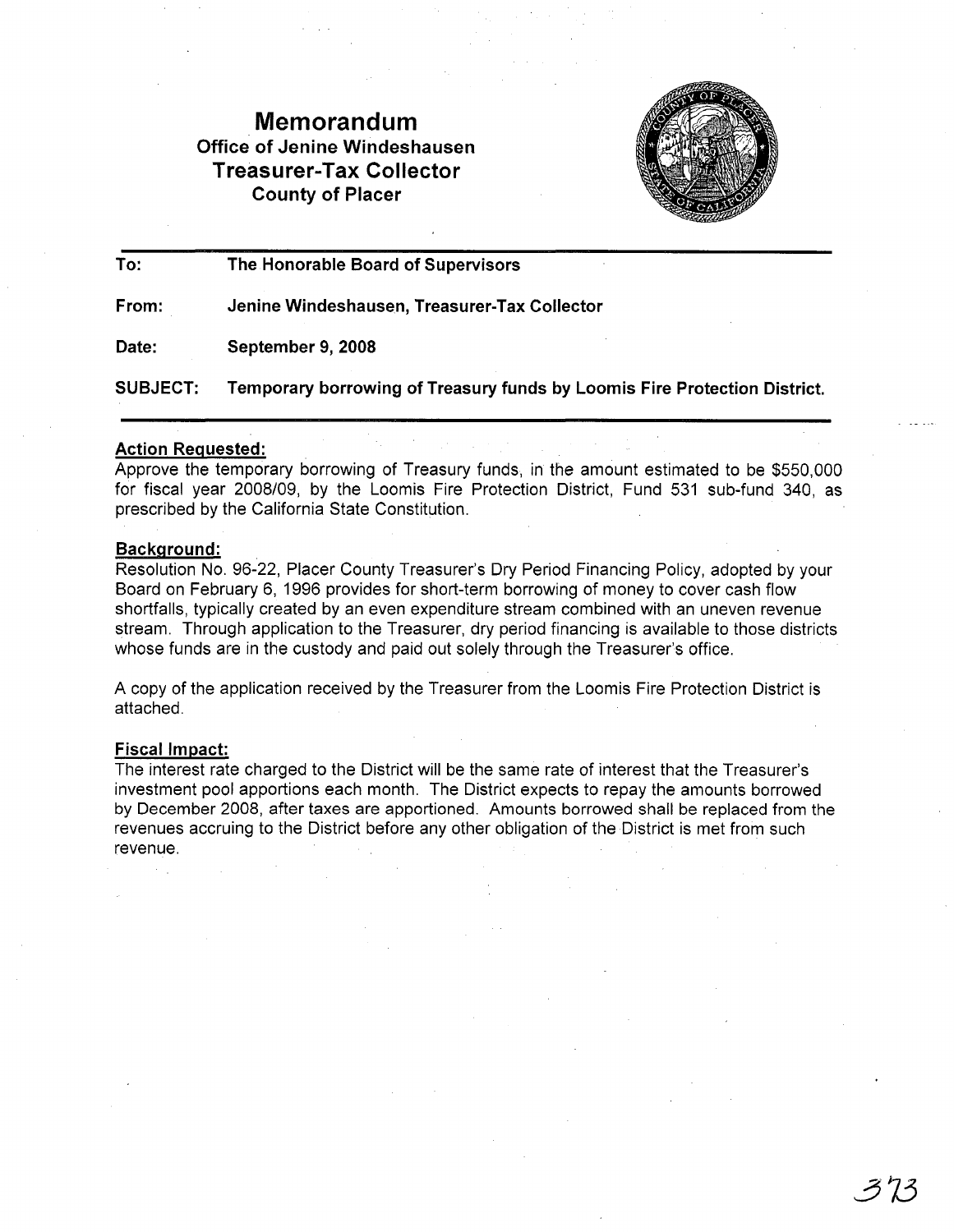# Memorandum

**Office of Jenine Windeshausen**
**Treasurer-Tax Collector**
**County of Placer**

---

**To:** The Honorable Board of Supervisors

**From:** Jenine Windeshausen, Treasurer-Tax Collector

**Date:** September 9, 2008

**SUBJECT:** Temporary borrowing of Treasury funds by Loomis Fire Protection District.

---

## Action Requested:

Approve the temporary borrowing of Treasury funds, in the amount estimated to be $550,000 for fiscal year 2008/09, by the Loomis Fire Protection District, Fund 531 sub-fund 340, as prescribed by the California State Constitution.

## Background:

Resolution No. 96-22, Placer County Treasurer's Dry Period Financing Policy, adopted by your Board on February 6, 1996 provides for short-term borrowing of money to cover cash flow shortfalls, typically created by an even expenditure stream combined with an uneven revenue stream. Through application to the Treasurer, dry period financing is available to those districts whose funds are in the custody and paid out solely through the Treasurer's office.

A copy of the application received by the Treasurer from the Loomis Fire Protection District is attached.

## Fiscal Impact:

The interest rate charged to the District will be the same rate of interest that the Treasurer's investment pool apportions each month. The District expects to repay the amounts borrowed by December 2008, after taxes are apportioned. Amounts borrowed shall be replaced from the revenues accruing to the District before any other obligation of the District is met from such revenue.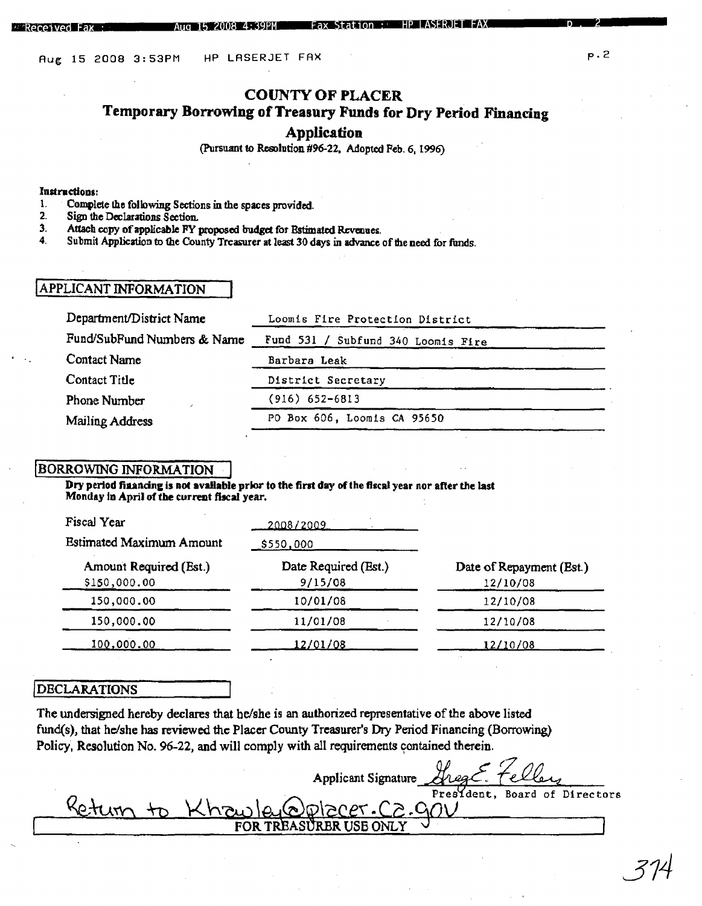# COUNTY OF PLACER

## Temporary Borrowing of Treasury Funds for Dry Period Financing

## Application

(Pursuant to Resolution #96-22, Adopted Feb. 6, 1996)

**Instructions:**

1. Complete the following Sections in the spaces provided.
2. Sign the Declarations Section.
3. Attach copy of applicable FY proposed budget for Estimated Revenues.
4. Submit Application to the County Treasurer at least 30 days in advance of the need for funds.

### APPLICANT INFORMATION

| | |
|---|---|
| Department/District Name | Loomis Fire Protection District |
| Fund/SubFund Numbers & Name | Fund 531 / Subfund 340 Loomis Fire |
| Contact Name | Barbara Leak |
| Contact Title | District Secretary |
| Phone Number | (916) 652-6813 |
| Mailing Address | PO Box 606, Loomis CA 95650 |

### BORROWING INFORMATION

**Dry period financing is not available prior to the first day of the fiscal year nor after the last Monday in April of the current fiscal year.**

Fiscal Year: 2008/2009

Estimated Maximum Amount: $550,000

| Amount Required (Est.) | Date Required (Est.) | Date of Repayment (Est.) |
|---|---|---|
| $150,000.00 | 9/15/08 | 12/10/08 |
| 150,000.00 | 10/01/08 | 12/10/08 |
| 150,000.00 | 11/01/08 | 12/10/08 |
| 100,000.00 | 12/01/08 | 12/10/08 |

### DECLARATIONS

The undersigned hereby declares that he/she is an authorized representative of the above listed fund(s), that he/she has reviewed the Placer County Treasurer's Dry Period Financing (Borrowing) Policy, Resolution No. 96-22, and will comply with all requirements contained therein.

Applicant Signature: Greg E. Fellers

President, Board of Directors

Return to Khawley@placer.ca.gov

FOR TREASURER USE ONLY

374